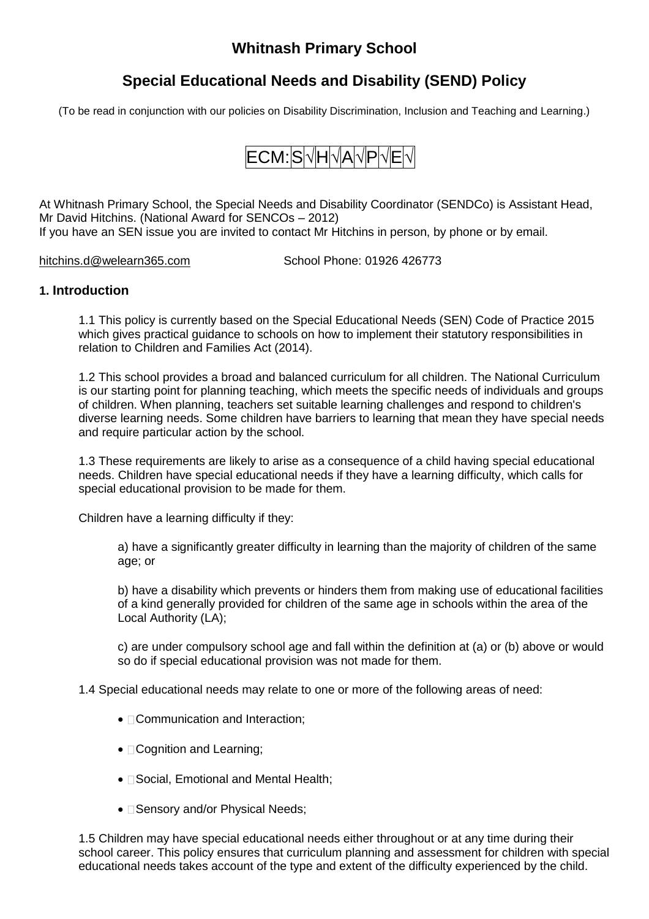# Whitnash Primary School

## Special Educational Needs and Disability (SEND) Policy

(To be read in conjunction with our policies on Disability Discrimination, Inclusion and Teaching and Learning.)

ECM: S √ H √ A √ P √ E √

At Whitnash Primary School, the Special Needs and Disability Coordinator (SENDCo) is Assistant Head, Mr David Hitchins. (National Award for SENCOs – 2012)
If you have an SEN issue you are invited to contact Mr Hitchins in person, by phone or by email.

hitchins.d@welearn365.com School Phone: 01926 426773

### 1. Introduction

1.1 This policy is currently based on the Special Educational Needs (SEN) Code of Practice 2015 which gives practical guidance to schools on how to implement their statutory responsibilities in relation to Children and Families Act (2014).

1.2 This school provides a broad and balanced curriculum for all children. The National Curriculum is our starting point for planning teaching, which meets the specific needs of individuals and groups of children. When planning, teachers set suitable learning challenges and respond to children's diverse learning needs. Some children have barriers to learning that mean they have special needs and require particular action by the school.

1.3 These requirements are likely to arise as a consequence of a child having special educational needs. Children have special educational needs if they have a learning difficulty, which calls for special educational provision to be made for them.

Children have a learning difficulty if they:

a) have a significantly greater difficulty in learning than the majority of children of the same age; or

b) have a disability which prevents or hinders them from making use of educational facilities of a kind generally provided for children of the same age in schools within the area of the Local Authority (LA);

c) are under compulsory school age and fall within the definition at (a) or (b) above or would so do if special educational provision was not made for them.

1.4 Special educational needs may relate to one or more of the following areas of need:

- Communication and Interaction;
- Cognition and Learning;
- Social, Emotional and Mental Health;
- Sensory and/or Physical Needs;

1.5 Children may have special educational needs either throughout or at any time during their school career. This policy ensures that curriculum planning and assessment for children with special educational needs takes account of the type and extent of the difficulty experienced by the child.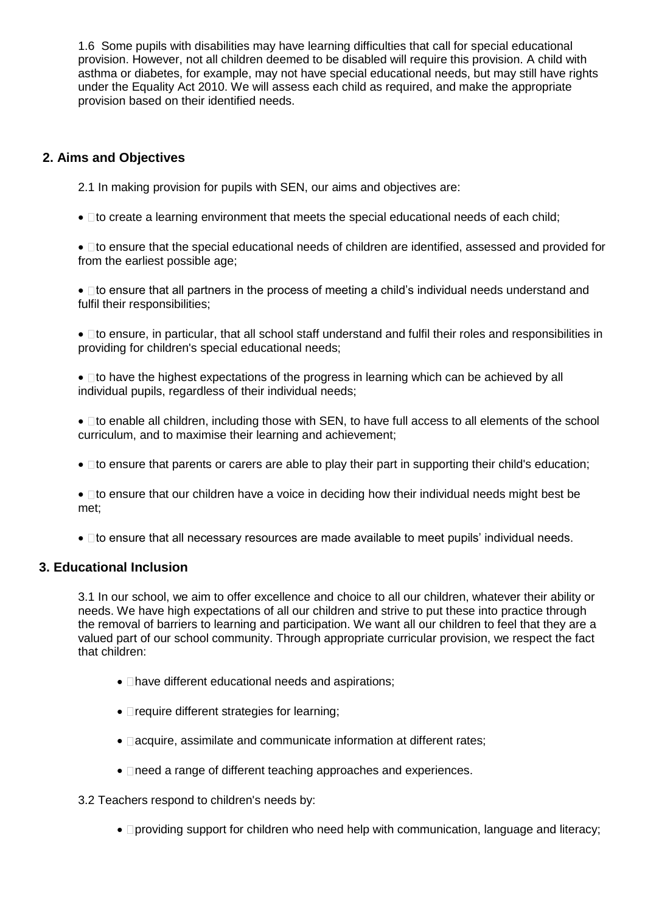1.6 Some pupils with disabilities may have learning difficulties that call for special educational provision. However, not all children deemed to be disabled will require this provision. A child with asthma or diabetes, for example, may not have special educational needs, but may still have rights under the Equality Act 2010. We will assess each child as required, and make the appropriate provision based on their identified needs.

## 2. Aims and Objectives

2.1 In making provision for pupils with SEN, our aims and objectives are:

- to create a learning environment that meets the special educational needs of each child;
- to ensure that the special educational needs of children are identified, assessed and provided for from the earliest possible age;
- to ensure that all partners in the process of meeting a child's individual needs understand and fulfil their responsibilities;
- to ensure, in particular, that all school staff understand and fulfil their roles and responsibilities in providing for children's special educational needs;
- to have the highest expectations of the progress in learning which can be achieved by all individual pupils, regardless of their individual needs;
- to enable all children, including those with SEN, to have full access to all elements of the school curriculum, and to maximise their learning and achievement;
- to ensure that parents or carers are able to play their part in supporting their child's education;
- to ensure that our children have a voice in deciding how their individual needs might best be met;
- to ensure that all necessary resources are made available to meet pupils' individual needs.

## 3. Educational Inclusion

3.1 In our school, we aim to offer excellence and choice to all our children, whatever their ability or needs. We have high expectations of all our children and strive to put these into practice through the removal of barriers to learning and participation. We want all our children to feel that they are a valued part of our school community. Through appropriate curricular provision, we respect the fact that children:

- have different educational needs and aspirations;
- require different strategies for learning;
- acquire, assimilate and communicate information at different rates;
- need a range of different teaching approaches and experiences.

3.2 Teachers respond to children's needs by:

- providing support for children who need help with communication, language and literacy;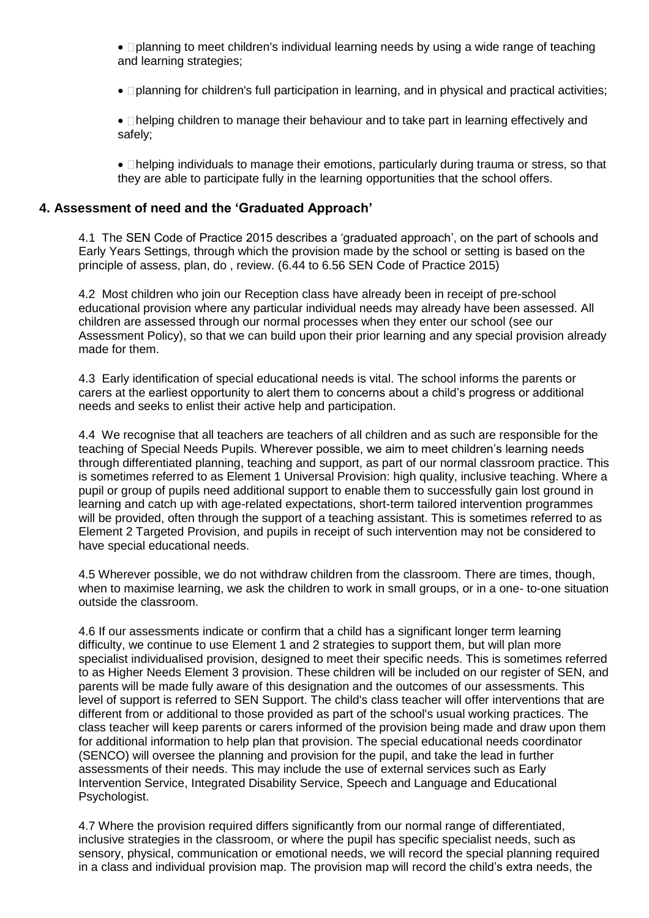- planning to meet children's individual learning needs by using a wide range of teaching and learning strategies;
- planning for children's full participation in learning, and in physical and practical activities;
- helping children to manage their behaviour and to take part in learning effectively and safely;
- helping individuals to manage their emotions, particularly during trauma or stress, so that they are able to participate fully in the learning opportunities that the school offers.

## 4. Assessment of need and the 'Graduated Approach'

4.1 The SEN Code of Practice 2015 describes a 'graduated approach', on the part of schools and Early Years Settings, through which the provision made by the school or setting is based on the principle of assess, plan, do , review. (6.44 to 6.56 SEN Code of Practice 2015)

4.2 Most children who join our Reception class have already been in receipt of pre-school educational provision where any particular individual needs may already have been assessed. All children are assessed through our normal processes when they enter our school (see our Assessment Policy), so that we can build upon their prior learning and any special provision already made for them.

4.3 Early identification of special educational needs is vital. The school informs the parents or carers at the earliest opportunity to alert them to concerns about a child's progress or additional needs and seeks to enlist their active help and participation.

4.4 We recognise that all teachers are teachers of all children and as such are responsible for the teaching of Special Needs Pupils. Wherever possible, we aim to meet children's learning needs through differentiated planning, teaching and support, as part of our normal classroom practice. This is sometimes referred to as Element 1 Universal Provision: high quality, inclusive teaching. Where a pupil or group of pupils need additional support to enable them to successfully gain lost ground in learning and catch up with age-related expectations, short-term tailored intervention programmes will be provided, often through the support of a teaching assistant. This is sometimes referred to as Element 2 Targeted Provision, and pupils in receipt of such intervention may not be considered to have special educational needs.

4.5 Wherever possible, we do not withdraw children from the classroom. There are times, though, when to maximise learning, we ask the children to work in small groups, or in a one- to-one situation outside the classroom.

4.6 If our assessments indicate or confirm that a child has a significant longer term learning difficulty, we continue to use Element 1 and 2 strategies to support them, but will plan more specialist individualised provision, designed to meet their specific needs. This is sometimes referred to as Higher Needs Element 3 provision. These children will be included on our register of SEN, and parents will be made fully aware of this designation and the outcomes of our assessments. This level of support is referred to SEN Support. The child's class teacher will offer interventions that are different from or additional to those provided as part of the school's usual working practices. The class teacher will keep parents or carers informed of the provision being made and draw upon them for additional information to help plan that provision. The special educational needs coordinator (SENCO) will oversee the planning and provision for the pupil, and take the lead in further assessments of their needs. This may include the use of external services such as Early Intervention Service, Integrated Disability Service, Speech and Language and Educational Psychologist.

4.7 Where the provision required differs significantly from our normal range of differentiated, inclusive strategies in the classroom, or where the pupil has specific specialist needs, such as sensory, physical, communication or emotional needs, we will record the special planning required in a class and individual provision map. The provision map will record the child's extra needs, the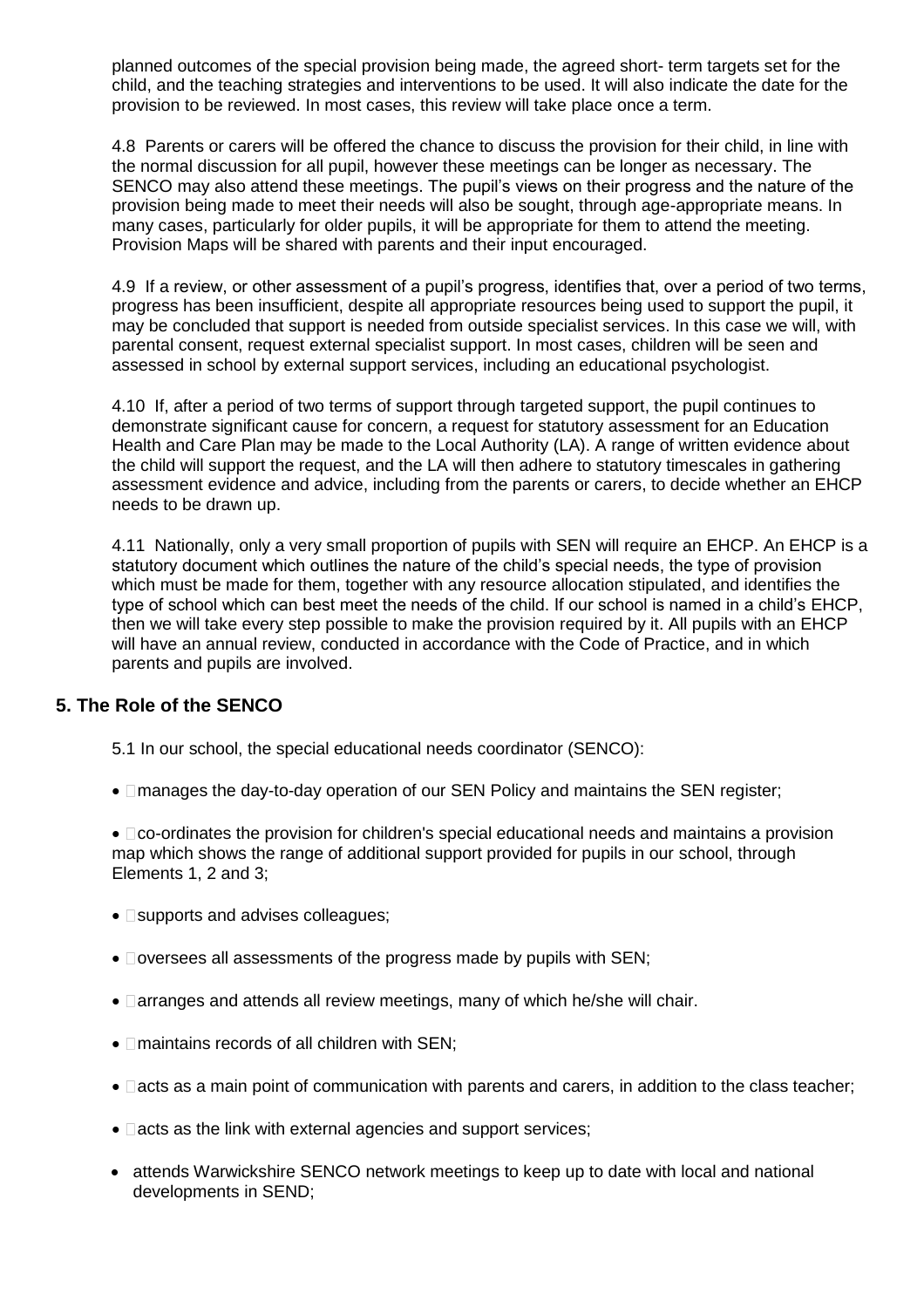planned outcomes of the special provision being made, the agreed short- term targets set for the child, and the teaching strategies and interventions to be used. It will also indicate the date for the provision to be reviewed. In most cases, this review will take place once a term.

4.8 Parents or carers will be offered the chance to discuss the provision for their child, in line with the normal discussion for all pupil, however these meetings can be longer as necessary. The SENCO may also attend these meetings. The pupil's views on their progress and the nature of the provision being made to meet their needs will also be sought, through age-appropriate means. In many cases, particularly for older pupils, it will be appropriate for them to attend the meeting. Provision Maps will be shared with parents and their input encouraged.

4.9 If a review, or other assessment of a pupil's progress, identifies that, over a period of two terms, progress has been insufficient, despite all appropriate resources being used to support the pupil, it may be concluded that support is needed from outside specialist services. In this case we will, with parental consent, request external specialist support. In most cases, children will be seen and assessed in school by external support services, including an educational psychologist.

4.10 If, after a period of two terms of support through targeted support, the pupil continues to demonstrate significant cause for concern, a request for statutory assessment for an Education Health and Care Plan may be made to the Local Authority (LA). A range of written evidence about the child will support the request, and the LA will then adhere to statutory timescales in gathering assessment evidence and advice, including from the parents or carers, to decide whether an EHCP needs to be drawn up.

4.11 Nationally, only a very small proportion of pupils with SEN will require an EHCP. An EHCP is a statutory document which outlines the nature of the child's special needs, the type of provision which must be made for them, together with any resource allocation stipulated, and identifies the type of school which can best meet the needs of the child. If our school is named in a child's EHCP, then we will take every step possible to make the provision required by it. All pupils with an EHCP will have an annual review, conducted in accordance with the Code of Practice, and in which parents and pupils are involved.

## 5. The Role of the SENCO

5.1 In our school, the special educational needs coordinator (SENCO):

- manages the day-to-day operation of our SEN Policy and maintains the SEN register;
- co-ordinates the provision for children's special educational needs and maintains a provision map which shows the range of additional support provided for pupils in our school, through Elements 1, 2 and 3;
- supports and advises colleagues;
- oversees all assessments of the progress made by pupils with SEN;
- arranges and attends all review meetings, many of which he/she will chair.
- maintains records of all children with SEN;
- acts as a main point of communication with parents and carers, in addition to the class teacher;
- acts as the link with external agencies and support services;
- attends Warwickshire SENCO network meetings to keep up to date with local and national developments in SEND;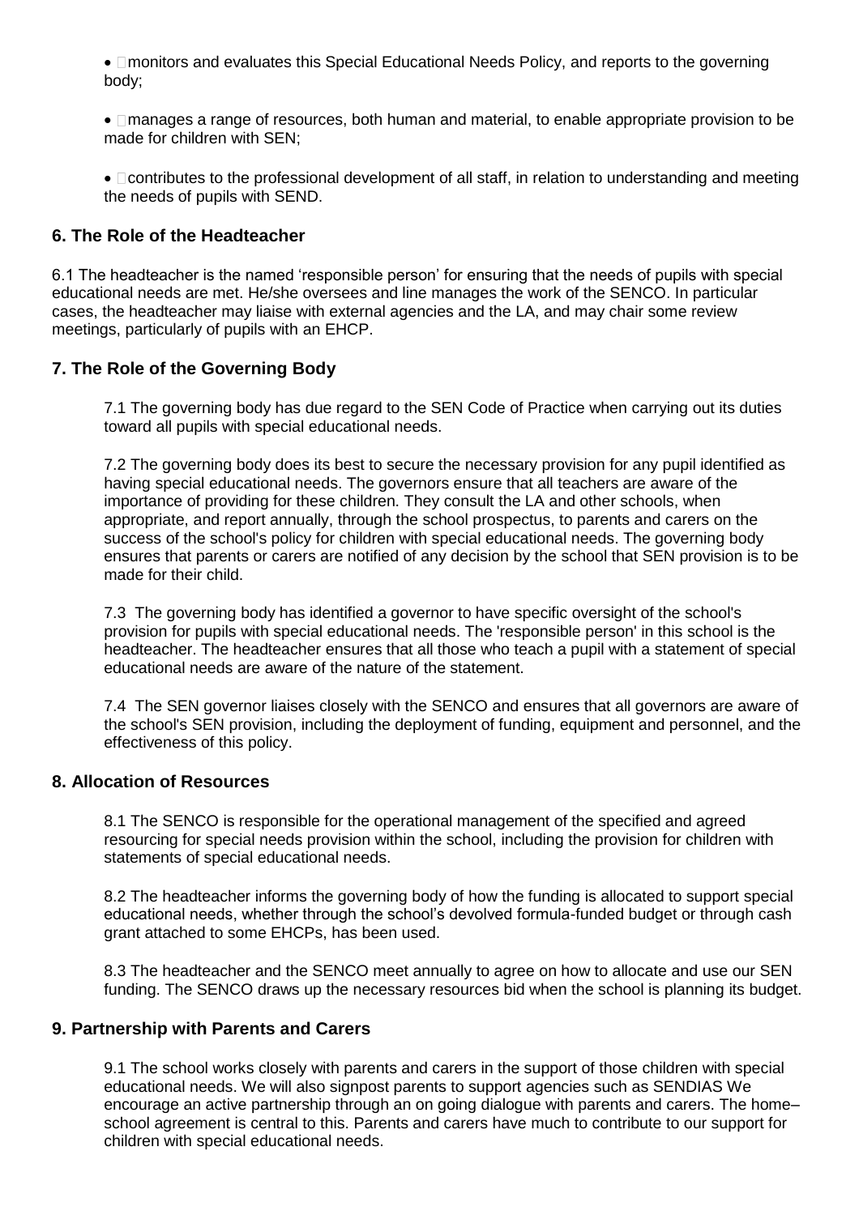- monitors and evaluates this Special Educational Needs Policy, and reports to the governing body;

- manages a range of resources, both human and material, to enable appropriate provision to be made for children with SEN;

- contributes to the professional development of all staff, in relation to understanding and meeting the needs of pupils with SEND.

## 6. The Role of the Headteacher

6.1 The headteacher is the named 'responsible person' for ensuring that the needs of pupils with special educational needs are met. He/she oversees and line manages the work of the SENCO. In particular cases, the headteacher may liaise with external agencies and the LA, and may chair some review meetings, particularly of pupils with an EHCP.

## 7. The Role of the Governing Body

7.1 The governing body has due regard to the SEN Code of Practice when carrying out its duties toward all pupils with special educational needs.

7.2 The governing body does its best to secure the necessary provision for any pupil identified as having special educational needs. The governors ensure that all teachers are aware of the importance of providing for these children. They consult the LA and other schools, when appropriate, and report annually, through the school prospectus, to parents and carers on the success of the school's policy for children with special educational needs. The governing body ensures that parents or carers are notified of any decision by the school that SEN provision is to be made for their child.

7.3 The governing body has identified a governor to have specific oversight of the school's provision for pupils with special educational needs. The 'responsible person' in this school is the headteacher. The headteacher ensures that all those who teach a pupil with a statement of special educational needs are aware of the nature of the statement.

7.4 The SEN governor liaises closely with the SENCO and ensures that all governors are aware of the school's SEN provision, including the deployment of funding, equipment and personnel, and the effectiveness of this policy.

## 8. Allocation of Resources

8.1 The SENCO is responsible for the operational management of the specified and agreed resourcing for special needs provision within the school, including the provision for children with statements of special educational needs.

8.2 The headteacher informs the governing body of how the funding is allocated to support special educational needs, whether through the school's devolved formula-funded budget or through cash grant attached to some EHCPs, has been used.

8.3 The headteacher and the SENCO meet annually to agree on how to allocate and use our SEN funding. The SENCO draws up the necessary resources bid when the school is planning its budget.

## 9. Partnership with Parents and Carers

9.1 The school works closely with parents and carers in the support of those children with special educational needs. We will also signpost parents to support agencies such as SENDIAS We encourage an active partnership through an on going dialogue with parents and carers. The home–school agreement is central to this. Parents and carers have much to contribute to our support for children with special educational needs.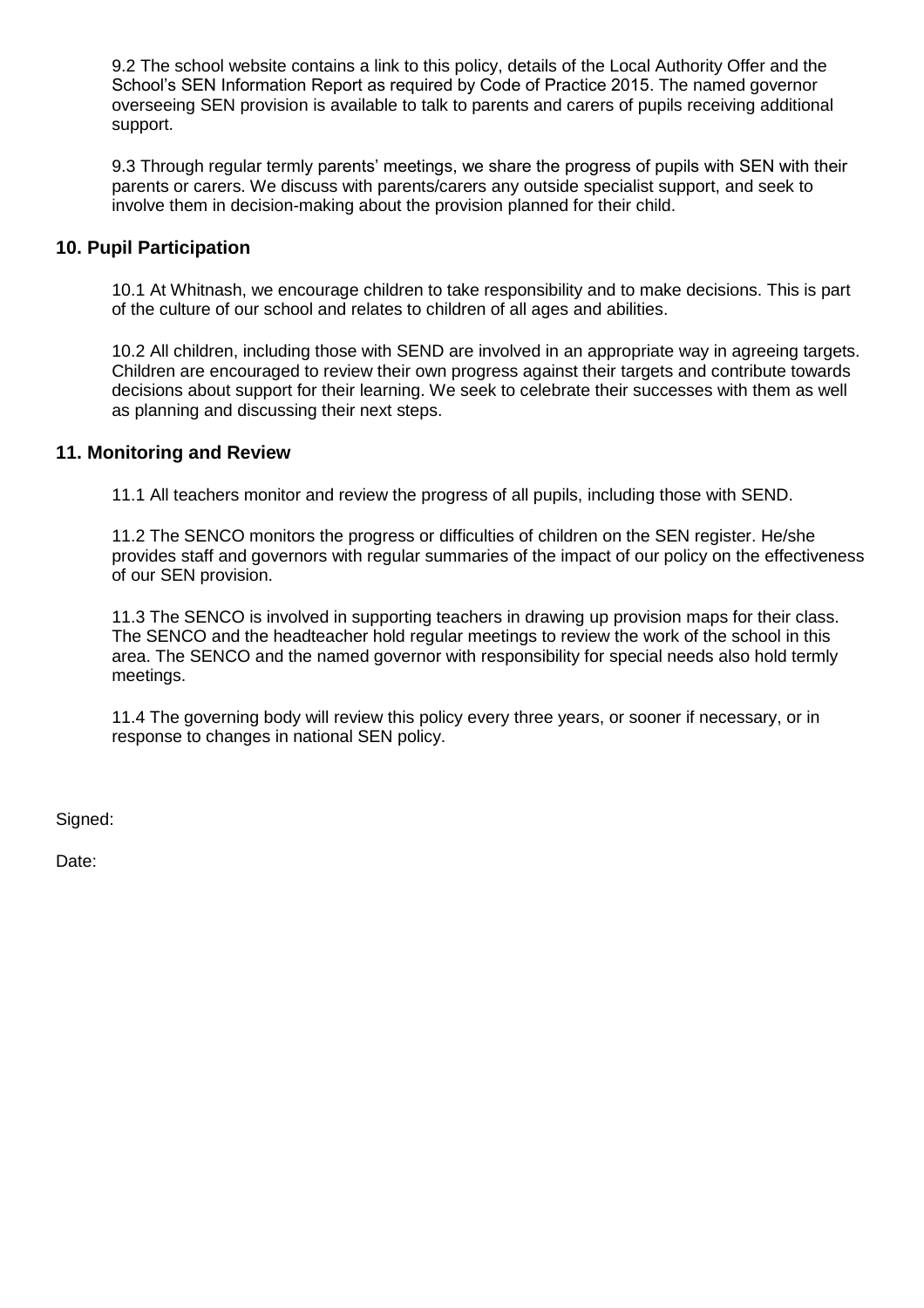9.2 The school website contains a link to this policy, details of the Local Authority Offer and the School's SEN Information Report as required by Code of Practice 2015. The named governor overseeing SEN provision is available to talk to parents and carers of pupils receiving additional support.

9.3 Through regular termly parents' meetings, we share the progress of pupils with SEN with their parents or carers. We discuss with parents/carers any outside specialist support, and seek to involve them in decision-making about the provision planned for their child.

## 10. Pupil Participation

10.1 At Whitnash, we encourage children to take responsibility and to make decisions. This is part of the culture of our school and relates to children of all ages and abilities.

10.2 All children, including those with SEND are involved in an appropriate way in agreeing targets. Children are encouraged to review their own progress against their targets and contribute towards decisions about support for their learning. We seek to celebrate their successes with them as well as planning and discussing their next steps.

## 11. Monitoring and Review

11.1 All teachers monitor and review the progress of all pupils, including those with SEND.

11.2 The SENCO monitors the progress or difficulties of children on the SEN register. He/she provides staff and governors with regular summaries of the impact of our policy on the effectiveness of our SEN provision.

11.3 The SENCO is involved in supporting teachers in drawing up provision maps for their class. The SENCO and the headteacher hold regular meetings to review the work of the school in this area. The SENCO and the named governor with responsibility for special needs also hold termly meetings.

11.4 The governing body will review this policy every three years, or sooner if necessary, or in response to changes in national SEN policy.

Signed:

Date: